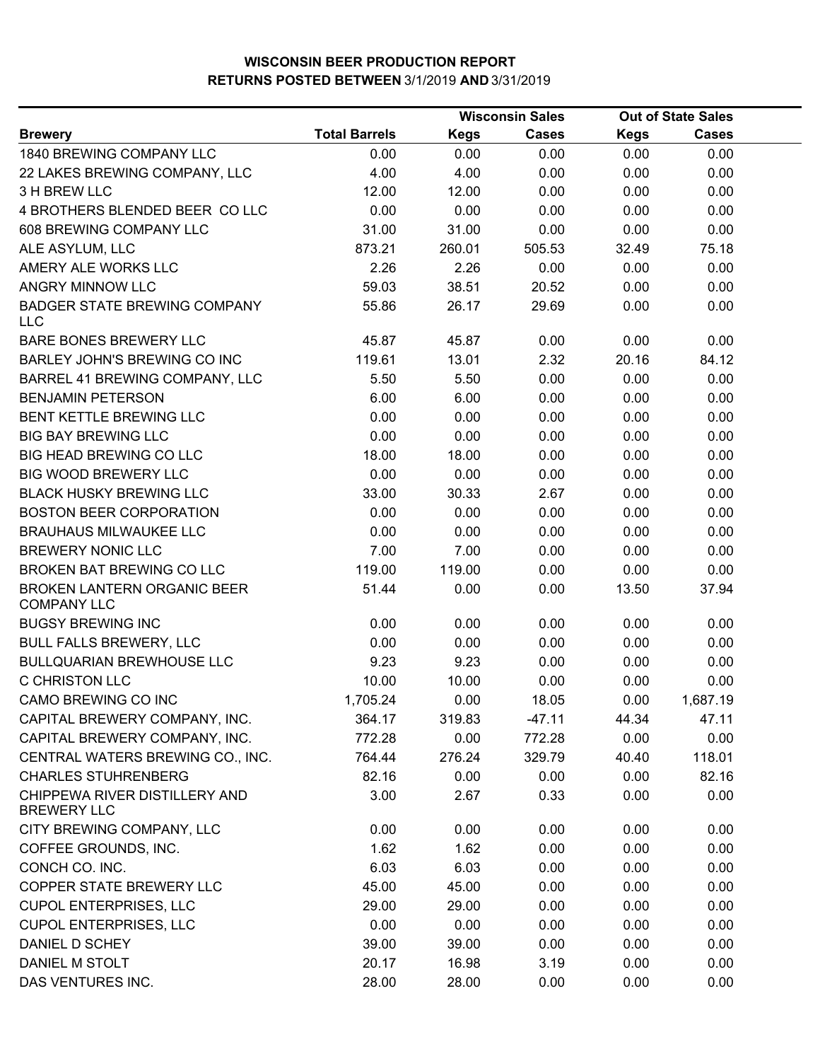# WISCONSIN BEER PRODUCTION REPORT

## RETURNS POSTED BETWEEN 3/1/2019 AND 3/31/2019

| Brewery | Total Barrels | Wisconsin Sales | | Out of State Sales | |
|---|---|---|---|---|---|
| | | Kegs | Cases | Kegs | Cases |
| 1840 BREWING COMPANY LLC | 0.00 | 0.00 | 0.00 | 0.00 | 0.00 |
| 22 LAKES BREWING COMPANY, LLC | 4.00 | 4.00 | 0.00 | 0.00 | 0.00 |
| 3 H BREW LLC | 12.00 | 12.00 | 0.00 | 0.00 | 0.00 |
| 4 BROTHERS BLENDED BEER CO LLC | 0.00 | 0.00 | 0.00 | 0.00 | 0.00 |
| 608 BREWING COMPANY LLC | 31.00 | 31.00 | 0.00 | 0.00 | 0.00 |
| ALE ASYLUM, LLC | 873.21 | 260.01 | 505.53 | 32.49 | 75.18 |
| AMERY ALE WORKS LLC | 2.26 | 2.26 | 0.00 | 0.00 | 0.00 |
| ANGRY MINNOW LLC | 59.03 | 38.51 | 20.52 | 0.00 | 0.00 |
| BADGER STATE BREWING COMPANY LLC | 55.86 | 26.17 | 29.69 | 0.00 | 0.00 |
| BARE BONES BREWERY LLC | 45.87 | 45.87 | 0.00 | 0.00 | 0.00 |
| BARLEY JOHN'S BREWING CO INC | 119.61 | 13.01 | 2.32 | 20.16 | 84.12 |
| BARREL 41 BREWING COMPANY, LLC | 5.50 | 5.50 | 0.00 | 0.00 | 0.00 |
| BENJAMIN PETERSON | 6.00 | 6.00 | 0.00 | 0.00 | 0.00 |
| BENT KETTLE BREWING LLC | 0.00 | 0.00 | 0.00 | 0.00 | 0.00 |
| BIG BAY BREWING LLC | 0.00 | 0.00 | 0.00 | 0.00 | 0.00 |
| BIG HEAD BREWING CO LLC | 18.00 | 18.00 | 0.00 | 0.00 | 0.00 |
| BIG WOOD BREWERY LLC | 0.00 | 0.00 | 0.00 | 0.00 | 0.00 |
| BLACK HUSKY BREWING LLC | 33.00 | 30.33 | 2.67 | 0.00 | 0.00 |
| BOSTON BEER CORPORATION | 0.00 | 0.00 | 0.00 | 0.00 | 0.00 |
| BRAUHAUS MILWAUKEE LLC | 0.00 | 0.00 | 0.00 | 0.00 | 0.00 |
| BREWERY NONIC LLC | 7.00 | 7.00 | 0.00 | 0.00 | 0.00 |
| BROKEN BAT BREWING CO LLC | 119.00 | 119.00 | 0.00 | 0.00 | 0.00 |
| BROKEN LANTERN ORGANIC BEER COMPANY LLC | 51.44 | 0.00 | 0.00 | 13.50 | 37.94 |
| BUGSY BREWING INC | 0.00 | 0.00 | 0.00 | 0.00 | 0.00 |
| BULL FALLS BREWERY, LLC | 0.00 | 0.00 | 0.00 | 0.00 | 0.00 |
| BULLQUARIAN BREWHOUSE LLC | 9.23 | 9.23 | 0.00 | 0.00 | 0.00 |
| C CHRISTON LLC | 10.00 | 10.00 | 0.00 | 0.00 | 0.00 |
| CAMO BREWING CO INC | 1,705.24 | 0.00 | 18.05 | 0.00 | 1,687.19 |
| CAPITAL BREWERY COMPANY, INC. | 364.17 | 319.83 | -47.11 | 44.34 | 47.11 |
| CAPITAL BREWERY COMPANY, INC. | 772.28 | 0.00 | 772.28 | 0.00 | 0.00 |
| CENTRAL WATERS BREWING CO., INC. | 764.44 | 276.24 | 329.79 | 40.40 | 118.01 |
| CHARLES STUHRENBERG | 82.16 | 0.00 | 0.00 | 0.00 | 82.16 |
| CHIPPEWA RIVER DISTILLERY AND BREWERY LLC | 3.00 | 2.67 | 0.33 | 0.00 | 0.00 |
| CITY BREWING COMPANY, LLC | 0.00 | 0.00 | 0.00 | 0.00 | 0.00 |
| COFFEE GROUNDS, INC. | 1.62 | 1.62 | 0.00 | 0.00 | 0.00 |
| CONCH CO. INC. | 6.03 | 6.03 | 0.00 | 0.00 | 0.00 |
| COPPER STATE BREWERY LLC | 45.00 | 45.00 | 0.00 | 0.00 | 0.00 |
| CUPOL ENTERPRISES, LLC | 29.00 | 29.00 | 0.00 | 0.00 | 0.00 |
| CUPOL ENTERPRISES, LLC | 0.00 | 0.00 | 0.00 | 0.00 | 0.00 |
| DANIEL D SCHEY | 39.00 | 39.00 | 0.00 | 0.00 | 0.00 |
| DANIEL M STOLT | 20.17 | 16.98 | 3.19 | 0.00 | 0.00 |
| DAS VENTURES INC. | 28.00 | 28.00 | 0.00 | 0.00 | 0.00 |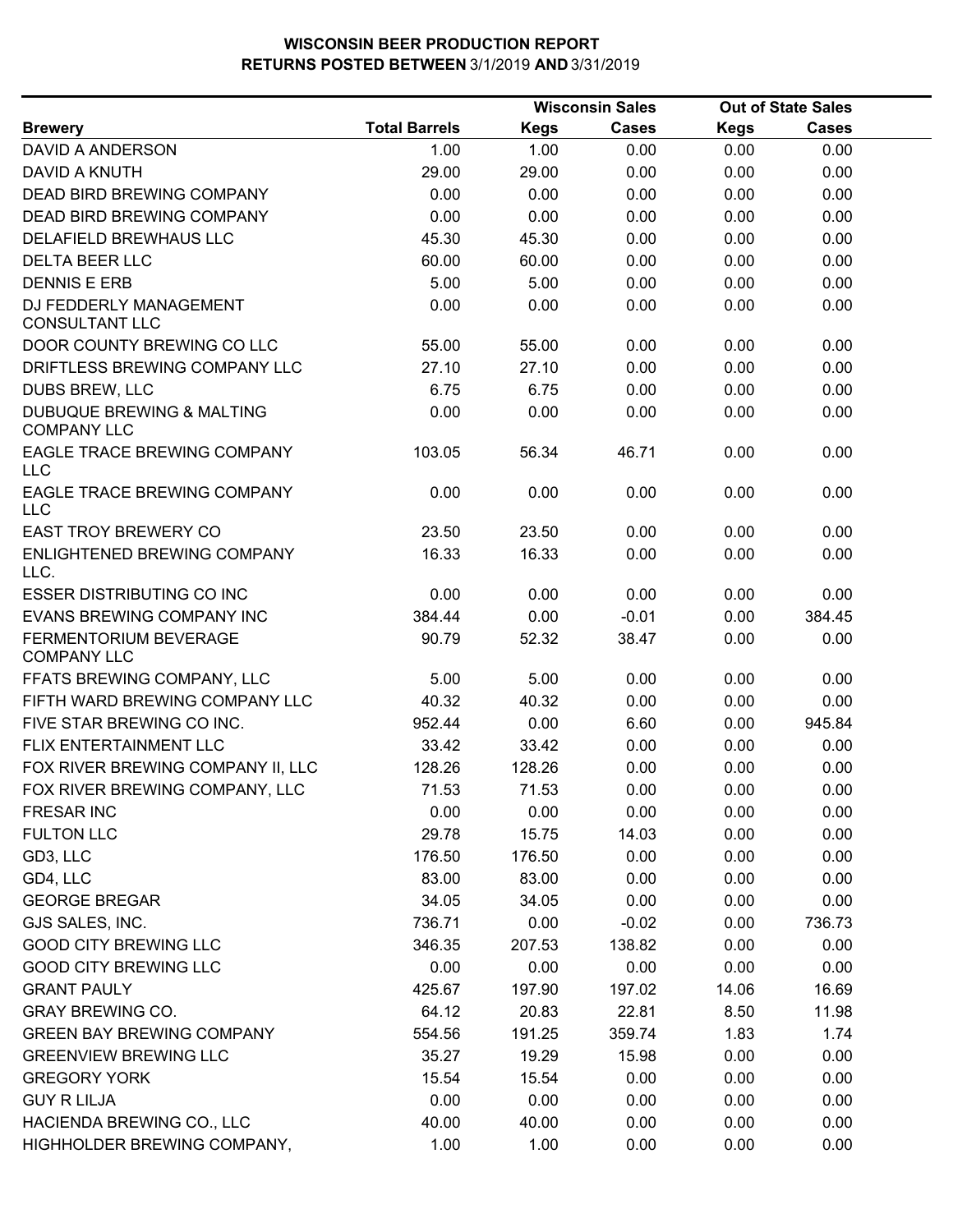**WISCONSIN BEER PRODUCTION REPORT**
**RETURNS POSTED BETWEEN 3/1/2019 AND 3/31/2019**

| Brewery | Total Barrels | Wisconsin Sales Kegs | Wisconsin Sales Cases | Out of State Sales Kegs | Out of State Sales Cases |
|---|---|---|---|---|---|
| DAVID A ANDERSON | 1.00 | 1.00 | 0.00 | 0.00 | 0.00 |
| DAVID A KNUTH | 29.00 | 29.00 | 0.00 | 0.00 | 0.00 |
| DEAD BIRD BREWING COMPANY | 0.00 | 0.00 | 0.00 | 0.00 | 0.00 |
| DEAD BIRD BREWING COMPANY | 0.00 | 0.00 | 0.00 | 0.00 | 0.00 |
| DELAFIELD BREWHAUS LLC | 45.30 | 45.30 | 0.00 | 0.00 | 0.00 |
| DELTA BEER LLC | 60.00 | 60.00 | 0.00 | 0.00 | 0.00 |
| DENNIS E ERB | 5.00 | 5.00 | 0.00 | 0.00 | 0.00 |
| DJ FEDDERLY MANAGEMENT CONSULTANT LLC | 0.00 | 0.00 | 0.00 | 0.00 | 0.00 |
| DOOR COUNTY BREWING CO LLC | 55.00 | 55.00 | 0.00 | 0.00 | 0.00 |
| DRIFTLESS BREWING COMPANY LLC | 27.10 | 27.10 | 0.00 | 0.00 | 0.00 |
| DUBS BREW, LLC | 6.75 | 6.75 | 0.00 | 0.00 | 0.00 |
| DUBUQUE BREWING & MALTING COMPANY LLC | 0.00 | 0.00 | 0.00 | 0.00 | 0.00 |
| EAGLE TRACE BREWING COMPANY LLC | 103.05 | 56.34 | 46.71 | 0.00 | 0.00 |
| EAGLE TRACE BREWING COMPANY LLC | 0.00 | 0.00 | 0.00 | 0.00 | 0.00 |
| EAST TROY BREWERY CO | 23.50 | 23.50 | 0.00 | 0.00 | 0.00 |
| ENLIGHTENED BREWING COMPANY LLC. | 16.33 | 16.33 | 0.00 | 0.00 | 0.00 |
| ESSER DISTRIBUTING CO INC | 0.00 | 0.00 | 0.00 | 0.00 | 0.00 |
| EVANS BREWING COMPANY INC | 384.44 | 0.00 | -0.01 | 0.00 | 384.45 |
| FERMENTORIUM BEVERAGE COMPANY LLC | 90.79 | 52.32 | 38.47 | 0.00 | 0.00 |
| FFATS BREWING COMPANY, LLC | 5.00 | 5.00 | 0.00 | 0.00 | 0.00 |
| FIFTH WARD BREWING COMPANY LLC | 40.32 | 40.32 | 0.00 | 0.00 | 0.00 |
| FIVE STAR BREWING CO INC. | 952.44 | 0.00 | 6.60 | 0.00 | 945.84 |
| FLIX ENTERTAINMENT LLC | 33.42 | 33.42 | 0.00 | 0.00 | 0.00 |
| FOX RIVER BREWING COMPANY II, LLC | 128.26 | 128.26 | 0.00 | 0.00 | 0.00 |
| FOX RIVER BREWING COMPANY, LLC | 71.53 | 71.53 | 0.00 | 0.00 | 0.00 |
| FRESAR INC | 0.00 | 0.00 | 0.00 | 0.00 | 0.00 |
| FULTON LLC | 29.78 | 15.75 | 14.03 | 0.00 | 0.00 |
| GD3, LLC | 176.50 | 176.50 | 0.00 | 0.00 | 0.00 |
| GD4, LLC | 83.00 | 83.00 | 0.00 | 0.00 | 0.00 |
| GEORGE BREGAR | 34.05 | 34.05 | 0.00 | 0.00 | 0.00 |
| GJS SALES, INC. | 736.71 | 0.00 | -0.02 | 0.00 | 736.73 |
| GOOD CITY BREWING LLC | 346.35 | 207.53 | 138.82 | 0.00 | 0.00 |
| GOOD CITY BREWING LLC | 0.00 | 0.00 | 0.00 | 0.00 | 0.00 |
| GRANT PAULY | 425.67 | 197.90 | 197.02 | 14.06 | 16.69 |
| GRAY BREWING CO. | 64.12 | 20.83 | 22.81 | 8.50 | 11.98 |
| GREEN BAY BREWING COMPANY | 554.56 | 191.25 | 359.74 | 1.83 | 1.74 |
| GREENVIEW BREWING LLC | 35.27 | 19.29 | 15.98 | 0.00 | 0.00 |
| GREGORY YORK | 15.54 | 15.54 | 0.00 | 0.00 | 0.00 |
| GUY R LILJA | 0.00 | 0.00 | 0.00 | 0.00 | 0.00 |
| HACIENDA BREWING CO., LLC | 40.00 | 40.00 | 0.00 | 0.00 | 0.00 |
| HIGHHOLDER BREWING COMPANY, | 1.00 | 1.00 | 0.00 | 0.00 | 0.00 |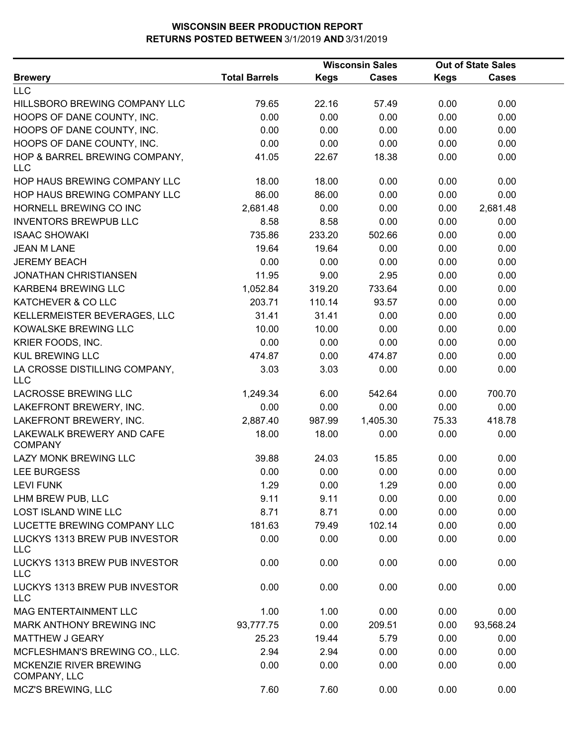# WISCONSIN BEER PRODUCTION REPORT
## RETURNS POSTED BETWEEN 3/1/2019 AND 3/31/2019

| Brewery | Total Barrels | Wisconsin Sales Kegs | Wisconsin Sales Cases | Out of State Sales Kegs | Out of State Sales Cases |
|---|---|---|---|---|---|
| LLC | | | | | |
| HILLSBORO BREWING COMPANY LLC | 79.65 | 22.16 | 57.49 | 0.00 | 0.00 |
| HOOPS OF DANE COUNTY, INC. | 0.00 | 0.00 | 0.00 | 0.00 | 0.00 |
| HOOPS OF DANE COUNTY, INC. | 0.00 | 0.00 | 0.00 | 0.00 | 0.00 |
| HOOPS OF DANE COUNTY, INC. | 0.00 | 0.00 | 0.00 | 0.00 | 0.00 |
| HOP & BARREL BREWING COMPANY, LLC | 41.05 | 22.67 | 18.38 | 0.00 | 0.00 |
| HOP HAUS BREWING COMPANY LLC | 18.00 | 18.00 | 0.00 | 0.00 | 0.00 |
| HOP HAUS BREWING COMPANY LLC | 86.00 | 86.00 | 0.00 | 0.00 | 0.00 |
| HORNELL BREWING CO INC | 2,681.48 | 0.00 | 0.00 | 0.00 | 2,681.48 |
| INVENTORS BREWPUB LLC | 8.58 | 8.58 | 0.00 | 0.00 | 0.00 |
| ISAAC SHOWAKI | 735.86 | 233.20 | 502.66 | 0.00 | 0.00 |
| JEAN M LANE | 19.64 | 19.64 | 0.00 | 0.00 | 0.00 |
| JEREMY BEACH | 0.00 | 0.00 | 0.00 | 0.00 | 0.00 |
| JONATHAN CHRISTIANSEN | 11.95 | 9.00 | 2.95 | 0.00 | 0.00 |
| KARBEN4 BREWING LLC | 1,052.84 | 319.20 | 733.64 | 0.00 | 0.00 |
| KATCHEVER & CO LLC | 203.71 | 110.14 | 93.57 | 0.00 | 0.00 |
| KELLERMEISTER BEVERAGES, LLC | 31.41 | 31.41 | 0.00 | 0.00 | 0.00 |
| KOWALSKE BREWING LLC | 10.00 | 10.00 | 0.00 | 0.00 | 0.00 |
| KRIER FOODS, INC. | 0.00 | 0.00 | 0.00 | 0.00 | 0.00 |
| KUL BREWING LLC | 474.87 | 0.00 | 474.87 | 0.00 | 0.00 |
| LA CROSSE DISTILLING COMPANY, LLC | 3.03 | 3.03 | 0.00 | 0.00 | 0.00 |
| LACROSSE BREWING LLC | 1,249.34 | 6.00 | 542.64 | 0.00 | 700.70 |
| LAKEFRONT BREWERY, INC. | 0.00 | 0.00 | 0.00 | 0.00 | 0.00 |
| LAKEFRONT BREWERY, INC. | 2,887.40 | 987.99 | 1,405.30 | 75.33 | 418.78 |
| LAKEWALK BREWERY AND CAFE COMPANY | 18.00 | 18.00 | 0.00 | 0.00 | 0.00 |
| LAZY MONK BREWING LLC | 39.88 | 24.03 | 15.85 | 0.00 | 0.00 |
| LEE BURGESS | 0.00 | 0.00 | 0.00 | 0.00 | 0.00 |
| LEVI FUNK | 1.29 | 0.00 | 1.29 | 0.00 | 0.00 |
| LHM BREW PUB, LLC | 9.11 | 9.11 | 0.00 | 0.00 | 0.00 |
| LOST ISLAND WINE LLC | 8.71 | 8.71 | 0.00 | 0.00 | 0.00 |
| LUCETTE BREWING COMPANY LLC | 181.63 | 79.49 | 102.14 | 0.00 | 0.00 |
| LUCKYS 1313 BREW PUB INVESTOR LLC | 0.00 | 0.00 | 0.00 | 0.00 | 0.00 |
| LUCKYS 1313 BREW PUB INVESTOR LLC | 0.00 | 0.00 | 0.00 | 0.00 | 0.00 |
| LUCKYS 1313 BREW PUB INVESTOR LLC | 0.00 | 0.00 | 0.00 | 0.00 | 0.00 |
| MAG ENTERTAINMENT LLC | 1.00 | 1.00 | 0.00 | 0.00 | 0.00 |
| MARK ANTHONY BREWING INC | 93,777.75 | 0.00 | 209.51 | 0.00 | 93,568.24 |
| MATTHEW J GEARY | 25.23 | 19.44 | 5.79 | 0.00 | 0.00 |
| MCFLESHMAN'S BREWING CO., LLC. | 2.94 | 2.94 | 0.00 | 0.00 | 0.00 |
| MCKENZIE RIVER BREWING COMPANY, LLC | 0.00 | 0.00 | 0.00 | 0.00 | 0.00 |
| MCZ'S BREWING, LLC | 7.60 | 7.60 | 0.00 | 0.00 | 0.00 |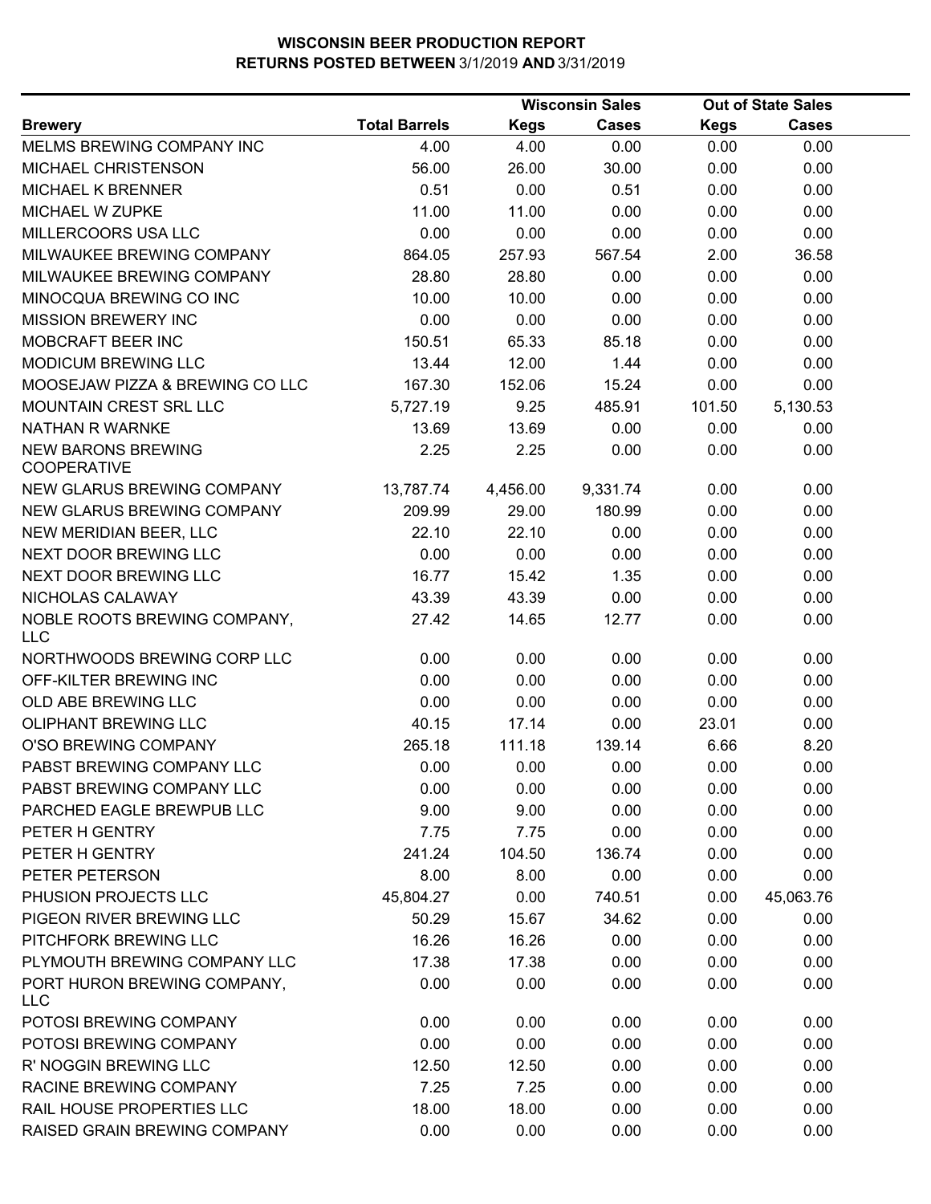# WISCONSIN BEER PRODUCTION REPORT
## RETURNS POSTED BETWEEN 3/1/2019 AND 3/31/2019

| Brewery | Total Barrels | Wisconsin Sales Kegs | Wisconsin Sales Cases | Out of State Sales Kegs | Out of State Sales Cases |
|---|---|---|---|---|---|
| MELMS BREWING COMPANY INC | 4.00 | 4.00 | 0.00 | 0.00 | 0.00 |
| MICHAEL CHRISTENSON | 56.00 | 26.00 | 30.00 | 0.00 | 0.00 |
| MICHAEL K BRENNER | 0.51 | 0.00 | 0.51 | 0.00 | 0.00 |
| MICHAEL W ZUPKE | 11.00 | 11.00 | 0.00 | 0.00 | 0.00 |
| MILLERCOORS USA LLC | 0.00 | 0.00 | 0.00 | 0.00 | 0.00 |
| MILWAUKEE BREWING COMPANY | 864.05 | 257.93 | 567.54 | 2.00 | 36.58 |
| MILWAUKEE BREWING COMPANY | 28.80 | 28.80 | 0.00 | 0.00 | 0.00 |
| MINOCQUA BREWING CO INC | 10.00 | 10.00 | 0.00 | 0.00 | 0.00 |
| MISSION BREWERY INC | 0.00 | 0.00 | 0.00 | 0.00 | 0.00 |
| MOBCRAFT BEER INC | 150.51 | 65.33 | 85.18 | 0.00 | 0.00 |
| MODICUM BREWING LLC | 13.44 | 12.00 | 1.44 | 0.00 | 0.00 |
| MOOSEJAW PIZZA & BREWING CO LLC | 167.30 | 152.06 | 15.24 | 0.00 | 0.00 |
| MOUNTAIN CREST SRL LLC | 5,727.19 | 9.25 | 485.91 | 101.50 | 5,130.53 |
| NATHAN R WARNKE | 13.69 | 13.69 | 0.00 | 0.00 | 0.00 |
| NEW BARONS BREWING COOPERATIVE | 2.25 | 2.25 | 0.00 | 0.00 | 0.00 |
| NEW GLARUS BREWING COMPANY | 13,787.74 | 4,456.00 | 9,331.74 | 0.00 | 0.00 |
| NEW GLARUS BREWING COMPANY | 209.99 | 29.00 | 180.99 | 0.00 | 0.00 |
| NEW MERIDIAN BEER, LLC | 22.10 | 22.10 | 0.00 | 0.00 | 0.00 |
| NEXT DOOR BREWING LLC | 0.00 | 0.00 | 0.00 | 0.00 | 0.00 |
| NEXT DOOR BREWING LLC | 16.77 | 15.42 | 1.35 | 0.00 | 0.00 |
| NICHOLAS CALAWAY | 43.39 | 43.39 | 0.00 | 0.00 | 0.00 |
| NOBLE ROOTS BREWING COMPANY, LLC | 27.42 | 14.65 | 12.77 | 0.00 | 0.00 |
| NORTHWOODS BREWING CORP LLC | 0.00 | 0.00 | 0.00 | 0.00 | 0.00 |
| OFF-KILTER BREWING INC | 0.00 | 0.00 | 0.00 | 0.00 | 0.00 |
| OLD ABE BREWING LLC | 0.00 | 0.00 | 0.00 | 0.00 | 0.00 |
| OLIPHANT BREWING LLC | 40.15 | 17.14 | 0.00 | 23.01 | 0.00 |
| O'SO BREWING COMPANY | 265.18 | 111.18 | 139.14 | 6.66 | 8.20 |
| PABST BREWING COMPANY LLC | 0.00 | 0.00 | 0.00 | 0.00 | 0.00 |
| PABST BREWING COMPANY LLC | 0.00 | 0.00 | 0.00 | 0.00 | 0.00 |
| PARCHED EAGLE BREWPUB LLC | 9.00 | 9.00 | 0.00 | 0.00 | 0.00 |
| PETER H GENTRY | 7.75 | 7.75 | 0.00 | 0.00 | 0.00 |
| PETER H GENTRY | 241.24 | 104.50 | 136.74 | 0.00 | 0.00 |
| PETER PETERSON | 8.00 | 8.00 | 0.00 | 0.00 | 0.00 |
| PHUSION PROJECTS LLC | 45,804.27 | 0.00 | 740.51 | 0.00 | 45,063.76 |
| PIGEON RIVER BREWING LLC | 50.29 | 15.67 | 34.62 | 0.00 | 0.00 |
| PITCHFORK BREWING LLC | 16.26 | 16.26 | 0.00 | 0.00 | 0.00 |
| PLYMOUTH BREWING COMPANY LLC | 17.38 | 17.38 | 0.00 | 0.00 | 0.00 |
| PORT HURON BREWING COMPANY, LLC | 0.00 | 0.00 | 0.00 | 0.00 | 0.00 |
| POTOSI BREWING COMPANY | 0.00 | 0.00 | 0.00 | 0.00 | 0.00 |
| POTOSI BREWING COMPANY | 0.00 | 0.00 | 0.00 | 0.00 | 0.00 |
| R' NOGGIN BREWING LLC | 12.50 | 12.50 | 0.00 | 0.00 | 0.00 |
| RACINE BREWING COMPANY | 7.25 | 7.25 | 0.00 | 0.00 | 0.00 |
| RAIL HOUSE PROPERTIES LLC | 18.00 | 18.00 | 0.00 | 0.00 | 0.00 |
| RAISED GRAIN BREWING COMPANY | 0.00 | 0.00 | 0.00 | 0.00 | 0.00 |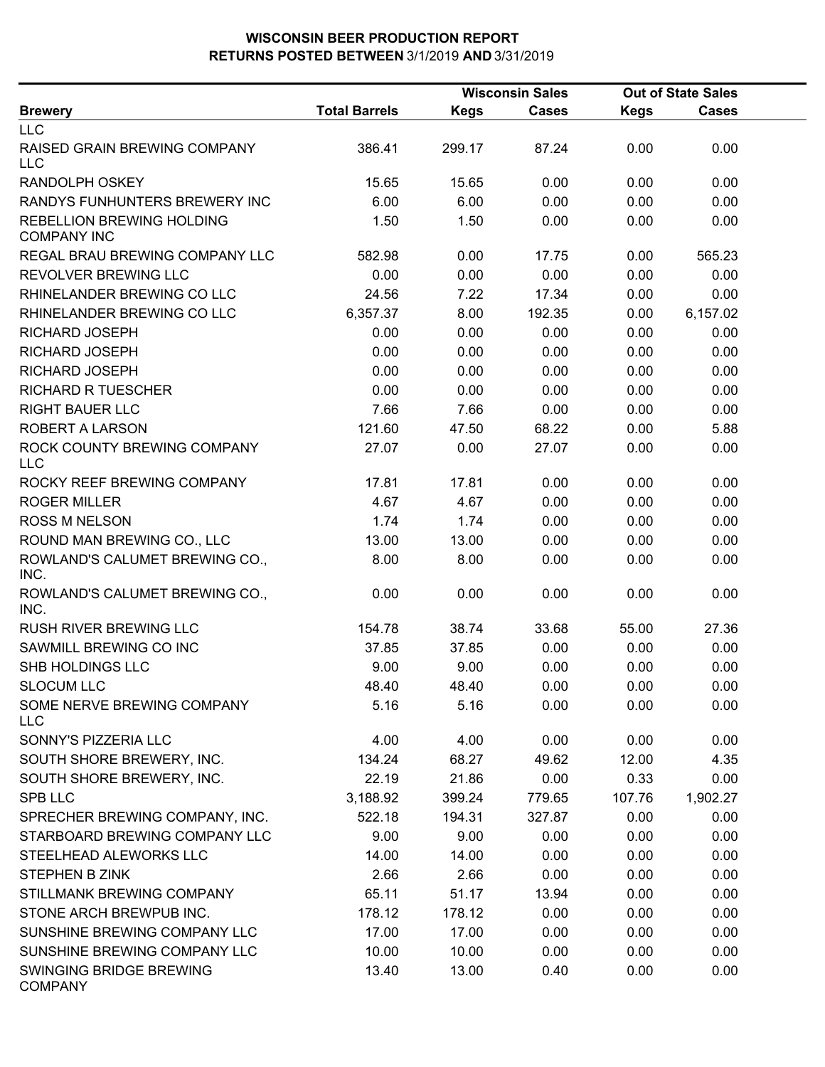**WISCONSIN BEER PRODUCTION REPORT**
**RETURNS POSTED BETWEEN 3/1/2019 AND 3/31/2019**

| Brewery | Total Barrels | Wisconsin Sales Kegs | Wisconsin Sales Cases | Out of State Sales Kegs | Out of State Sales Cases |
|---|---|---|---|---|---|
| LLC | | | | | |
| RAISED GRAIN BREWING COMPANY LLC | 386.41 | 299.17 | 87.24 | 0.00 | 0.00 |
| RANDOLPH OSKEY | 15.65 | 15.65 | 0.00 | 0.00 | 0.00 |
| RANDYS FUNHUNTERS BREWERY INC | 6.00 | 6.00 | 0.00 | 0.00 | 0.00 |
| REBELLION BREWING HOLDING COMPANY INC | 1.50 | 1.50 | 0.00 | 0.00 | 0.00 |
| REGAL BRAU BREWING COMPANY LLC | 582.98 | 0.00 | 17.75 | 0.00 | 565.23 |
| REVOLVER BREWING LLC | 0.00 | 0.00 | 0.00 | 0.00 | 0.00 |
| RHINELANDER BREWING CO LLC | 24.56 | 7.22 | 17.34 | 0.00 | 0.00 |
| RHINELANDER BREWING CO LLC | 6,357.37 | 8.00 | 192.35 | 0.00 | 6,157.02 |
| RICHARD JOSEPH | 0.00 | 0.00 | 0.00 | 0.00 | 0.00 |
| RICHARD JOSEPH | 0.00 | 0.00 | 0.00 | 0.00 | 0.00 |
| RICHARD JOSEPH | 0.00 | 0.00 | 0.00 | 0.00 | 0.00 |
| RICHARD R TUESCHER | 0.00 | 0.00 | 0.00 | 0.00 | 0.00 |
| RIGHT BAUER LLC | 7.66 | 7.66 | 0.00 | 0.00 | 0.00 |
| ROBERT A LARSON | 121.60 | 47.50 | 68.22 | 0.00 | 5.88 |
| ROCK COUNTY BREWING COMPANY LLC | 27.07 | 0.00 | 27.07 | 0.00 | 0.00 |
| ROCKY REEF BREWING COMPANY | 17.81 | 17.81 | 0.00 | 0.00 | 0.00 |
| ROGER MILLER | 4.67 | 4.67 | 0.00 | 0.00 | 0.00 |
| ROSS M NELSON | 1.74 | 1.74 | 0.00 | 0.00 | 0.00 |
| ROUND MAN BREWING CO., LLC | 13.00 | 13.00 | 0.00 | 0.00 | 0.00 |
| ROWLAND'S CALUMET BREWING CO., INC. | 8.00 | 8.00 | 0.00 | 0.00 | 0.00 |
| ROWLAND'S CALUMET BREWING CO., INC. | 0.00 | 0.00 | 0.00 | 0.00 | 0.00 |
| RUSH RIVER BREWING LLC | 154.78 | 38.74 | 33.68 | 55.00 | 27.36 |
| SAWMILL BREWING CO INC | 37.85 | 37.85 | 0.00 | 0.00 | 0.00 |
| SHB HOLDINGS LLC | 9.00 | 9.00 | 0.00 | 0.00 | 0.00 |
| SLOCUM LLC | 48.40 | 48.40 | 0.00 | 0.00 | 0.00 |
| SOME NERVE BREWING COMPANY LLC | 5.16 | 5.16 | 0.00 | 0.00 | 0.00 |
| SONNY'S PIZZERIA LLC | 4.00 | 4.00 | 0.00 | 0.00 | 0.00 |
| SOUTH SHORE BREWERY, INC. | 134.24 | 68.27 | 49.62 | 12.00 | 4.35 |
| SOUTH SHORE BREWERY, INC. | 22.19 | 21.86 | 0.00 | 0.33 | 0.00 |
| SPB LLC | 3,188.92 | 399.24 | 779.65 | 107.76 | 1,902.27 |
| SPRECHER BREWING COMPANY, INC. | 522.18 | 194.31 | 327.87 | 0.00 | 0.00 |
| STARBOARD BREWING COMPANY LLC | 9.00 | 9.00 | 0.00 | 0.00 | 0.00 |
| STEELHEAD ALEWORKS LLC | 14.00 | 14.00 | 0.00 | 0.00 | 0.00 |
| STEPHEN B ZINK | 2.66 | 2.66 | 0.00 | 0.00 | 0.00 |
| STILLMANK BREWING COMPANY | 65.11 | 51.17 | 13.94 | 0.00 | 0.00 |
| STONE ARCH BREWPUB INC. | 178.12 | 178.12 | 0.00 | 0.00 | 0.00 |
| SUNSHINE BREWING COMPANY LLC | 17.00 | 17.00 | 0.00 | 0.00 | 0.00 |
| SUNSHINE BREWING COMPANY LLC | 10.00 | 10.00 | 0.00 | 0.00 | 0.00 |
| SWINGING BRIDGE BREWING COMPANY | 13.40 | 13.00 | 0.40 | 0.00 | 0.00 |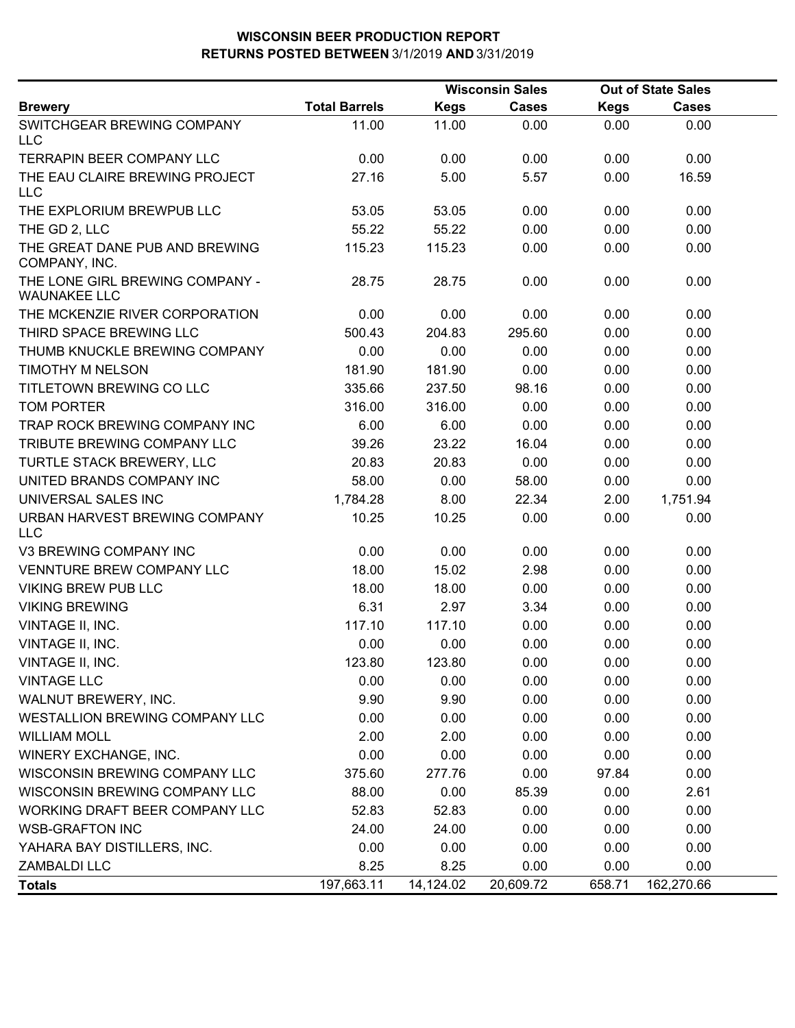# WISCONSIN BEER PRODUCTION REPORT
## RETURNS POSTED BETWEEN 3/1/2019 AND 3/31/2019

| | | Wisconsin Sales | | Out of State Sales | |
|---|---|---|---|---|---|
| **Brewery** | **Total Barrels** | **Kegs** | **Cases** | **Kegs** | **Cases** |
| SWITCHGEAR BREWING COMPANY LLC | 11.00 | 11.00 | 0.00 | 0.00 | 0.00 |
| TERRAPIN BEER COMPANY LLC | 0.00 | 0.00 | 0.00 | 0.00 | 0.00 |
| THE EAU CLAIRE BREWING PROJECT LLC | 27.16 | 5.00 | 5.57 | 0.00 | 16.59 |
| THE EXPLORIUM BREWPUB LLC | 53.05 | 53.05 | 0.00 | 0.00 | 0.00 |
| THE GD 2, LLC | 55.22 | 55.22 | 0.00 | 0.00 | 0.00 |
| THE GREAT DANE PUB AND BREWING COMPANY, INC. | 115.23 | 115.23 | 0.00 | 0.00 | 0.00 |
| THE LONE GIRL BREWING COMPANY - WAUNAKEE LLC | 28.75 | 28.75 | 0.00 | 0.00 | 0.00 |
| THE MCKENZIE RIVER CORPORATION | 0.00 | 0.00 | 0.00 | 0.00 | 0.00 |
| THIRD SPACE BREWING LLC | 500.43 | 204.83 | 295.60 | 0.00 | 0.00 |
| THUMB KNUCKLE BREWING COMPANY | 0.00 | 0.00 | 0.00 | 0.00 | 0.00 |
| TIMOTHY M NELSON | 181.90 | 181.90 | 0.00 | 0.00 | 0.00 |
| TITLETOWN BREWING CO LLC | 335.66 | 237.50 | 98.16 | 0.00 | 0.00 |
| TOM PORTER | 316.00 | 316.00 | 0.00 | 0.00 | 0.00 |
| TRAP ROCK BREWING COMPANY INC | 6.00 | 6.00 | 0.00 | 0.00 | 0.00 |
| TRIBUTE BREWING COMPANY LLC | 39.26 | 23.22 | 16.04 | 0.00 | 0.00 |
| TURTLE STACK BREWERY, LLC | 20.83 | 20.83 | 0.00 | 0.00 | 0.00 |
| UNITED BRANDS COMPANY INC | 58.00 | 0.00 | 58.00 | 0.00 | 0.00 |
| UNIVERSAL SALES INC | 1,784.28 | 8.00 | 22.34 | 2.00 | 1,751.94 |
| URBAN HARVEST BREWING COMPANY LLC | 10.25 | 10.25 | 0.00 | 0.00 | 0.00 |
| V3 BREWING COMPANY INC | 0.00 | 0.00 | 0.00 | 0.00 | 0.00 |
| VENNTURE BREW COMPANY LLC | 18.00 | 15.02 | 2.98 | 0.00 | 0.00 |
| VIKING BREW PUB LLC | 18.00 | 18.00 | 0.00 | 0.00 | 0.00 |
| VIKING BREWING | 6.31 | 2.97 | 3.34 | 0.00 | 0.00 |
| VINTAGE II, INC. | 117.10 | 117.10 | 0.00 | 0.00 | 0.00 |
| VINTAGE II, INC. | 0.00 | 0.00 | 0.00 | 0.00 | 0.00 |
| VINTAGE II, INC. | 123.80 | 123.80 | 0.00 | 0.00 | 0.00 |
| VINTAGE LLC | 0.00 | 0.00 | 0.00 | 0.00 | 0.00 |
| WALNUT BREWERY, INC. | 9.90 | 9.90 | 0.00 | 0.00 | 0.00 |
| WESTALLION BREWING COMPANY LLC | 0.00 | 0.00 | 0.00 | 0.00 | 0.00 |
| WILLIAM MOLL | 2.00 | 2.00 | 0.00 | 0.00 | 0.00 |
| WINERY EXCHANGE, INC. | 0.00 | 0.00 | 0.00 | 0.00 | 0.00 |
| WISCONSIN BREWING COMPANY LLC | 375.60 | 277.76 | 0.00 | 97.84 | 0.00 |
| WISCONSIN BREWING COMPANY LLC | 88.00 | 0.00 | 85.39 | 0.00 | 2.61 |
| WORKING DRAFT BEER COMPANY LLC | 52.83 | 52.83 | 0.00 | 0.00 | 0.00 |
| WSB-GRAFTON INC | 24.00 | 24.00 | 0.00 | 0.00 | 0.00 |
| YAHARA BAY DISTILLERS, INC. | 0.00 | 0.00 | 0.00 | 0.00 | 0.00 |
| ZAMBALDI LLC | 8.25 | 8.25 | 0.00 | 0.00 | 0.00 |
| **Totals** | 197,663.11 | 14,124.02 | 20,609.72 | 658.71 | 162,270.66 |